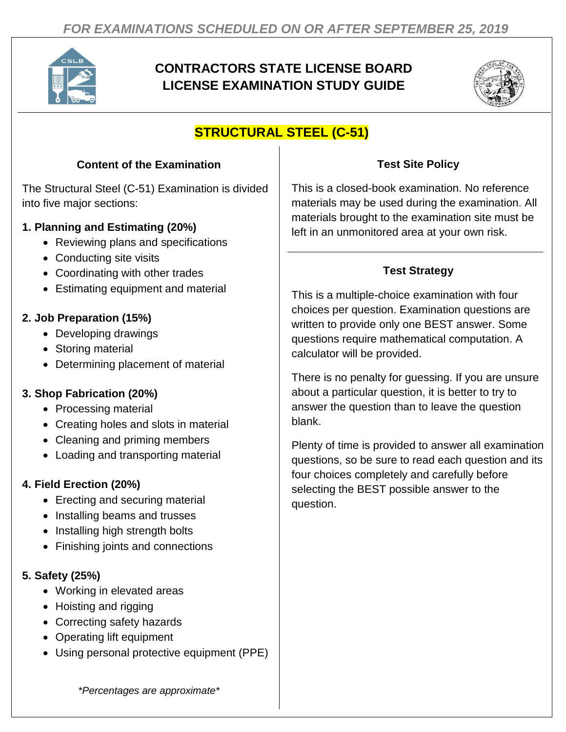*FOR EXAMINATIONS SCHEDULED ON OR AFTER SEPTEMBER 25, 2019*

# CONTRACTORS STATE LICENSE BOARD LICENSE EXAMINATION STUDY GUIDE

## STRUCTURAL STEEL (C-51)

### Content of the Examination

The Structural Steel (C-51) Examination is divided into five major sections:

**1. Planning and Estimating (20%)**

- Reviewing plans and specifications
- Conducting site visits
- Coordinating with other trades
- Estimating equipment and material

**2. Job Preparation (15%)**

- Developing drawings
- Storing material
- Determining placement of material

**3. Shop Fabrication (20%)**

- Processing material
- Creating holes and slots in material
- Cleaning and priming members
- Loading and transporting material

**4. Field Erection (20%)**

- Erecting and securing material
- Installing beams and trusses
- Installing high strength bolts
- Finishing joints and connections

**5. Safety (25%)**

- Working in elevated areas
- Hoisting and rigging
- Correcting safety hazards
- Operating lift equipment
- Using personal protective equipment (PPE)

*\*Percentages are approximate\**

### Test Site Policy

This is a closed-book examination. No reference materials may be used during the examination. All materials brought to the examination site must be left in an unmonitored area at your own risk.

### Test Strategy

This is a multiple-choice examination with four choices per question. Examination questions are written to provide only one BEST answer. Some questions require mathematical computation. A calculator will be provided.

There is no penalty for guessing. If you are unsure about a particular question, it is better to try to answer the question than to leave the question blank.

Plenty of time is provided to answer all examination questions, so be sure to read each question and its four choices completely and carefully before selecting the BEST possible answer to the question.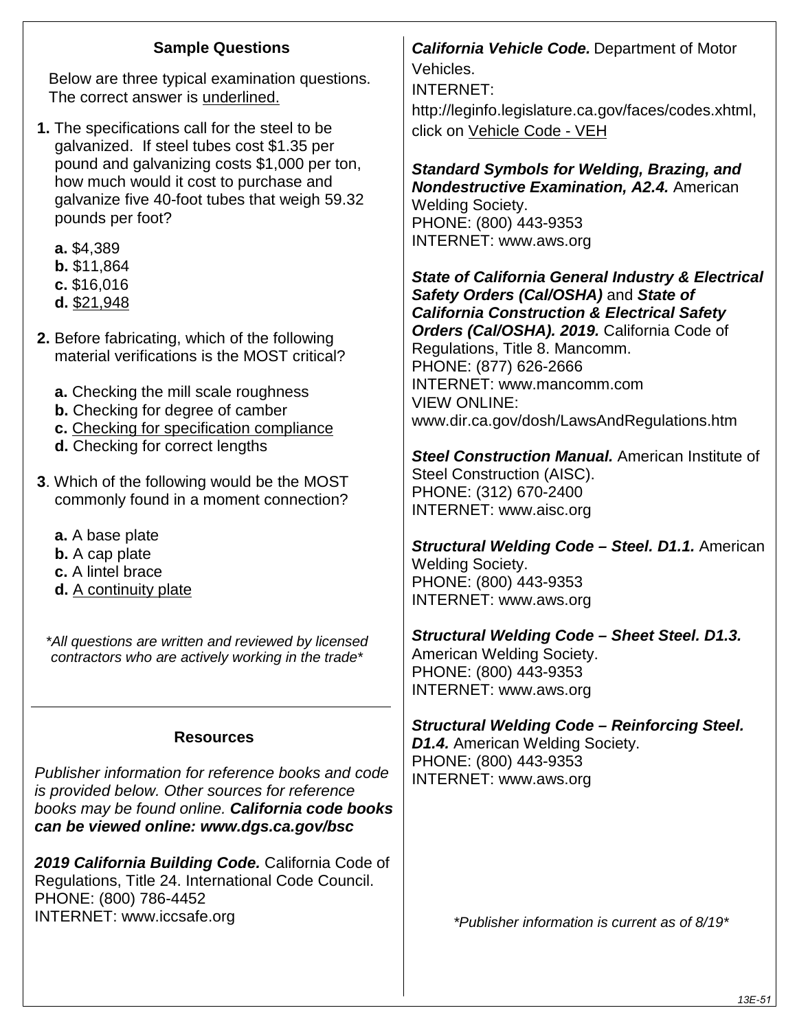## Sample Questions

Below are three typical examination questions. The correct answer is <u>underlined.</u>

**1.** The specifications call for the steel to be galvanized. If steel tubes cost $1.35 per pound and galvanizing costs $1,000 per ton, how much would it cost to purchase and galvanize five 40-foot tubes that weigh 59.32 pounds per foot?

**a.** $4,389
**b.** $11,864
**c.** $16,016
**d.** <u>$21,948</u>

**2.** Before fabricating, which of the following material verifications is the MOST critical?

**a.** Checking the mill scale roughness
**b.** Checking for degree of camber
**c.** <u>Checking for specification compliance</u>
**d.** Checking for correct lengths

**3**. Which of the following would be the MOST commonly found in a moment connection?

**a.** A base plate
**b.** A cap plate
**c.** A lintel brace
**d.** <u>A continuity plate</u>

*\*All questions are written and reviewed by licensed contractors who are actively working in the trade\**

---

## Resources

*Publisher information for reference books and code is provided below. Other sources for reference books may be found online.* ***California code books can be viewed online: www.dgs.ca.gov/bsc***

***2019 California Building Code.*** California Code of Regulations, Title 24. International Code Council.
PHONE: (800) 786-4452
INTERNET: www.iccsafe.org

***California Vehicle Code.*** Department of Motor Vehicles.
INTERNET: http://leginfo.legislature.ca.gov/faces/codes.xhtml, click on <u>Vehicle Code - VEH</u>

***Standard Symbols for Welding, Brazing, and Nondestructive Examination, A2.4.*** American Welding Society.
PHONE: (800) 443-9353
INTERNET: www.aws.org

***State of California General Industry & Electrical Safety Orders (Cal/OSHA)*** and ***State of California Construction & Electrical Safety Orders (Cal/OSHA). 2019.*** California Code of Regulations, Title 8. Mancomm.
PHONE: (877) 626-2666
INTERNET: www.mancomm.com
VIEW ONLINE: www.dir.ca.gov/dosh/LawsAndRegulations.htm

***Steel Construction Manual.*** American Institute of Steel Construction (AISC).
PHONE: (312) 670-2400
INTERNET: www.aisc.org

***Structural Welding Code – Steel. D1.1.*** American Welding Society.
PHONE: (800) 443-9353
INTERNET: www.aws.org

***Structural Welding Code – Sheet Steel. D1.3.*** American Welding Society.
PHONE: (800) 443-9353
INTERNET: www.aws.org

***Structural Welding Code – Reinforcing Steel. D1.4.*** American Welding Society.
PHONE: (800) 443-9353
INTERNET: www.aws.org

*\*Publisher information is current as of 8/19\**

13E-51